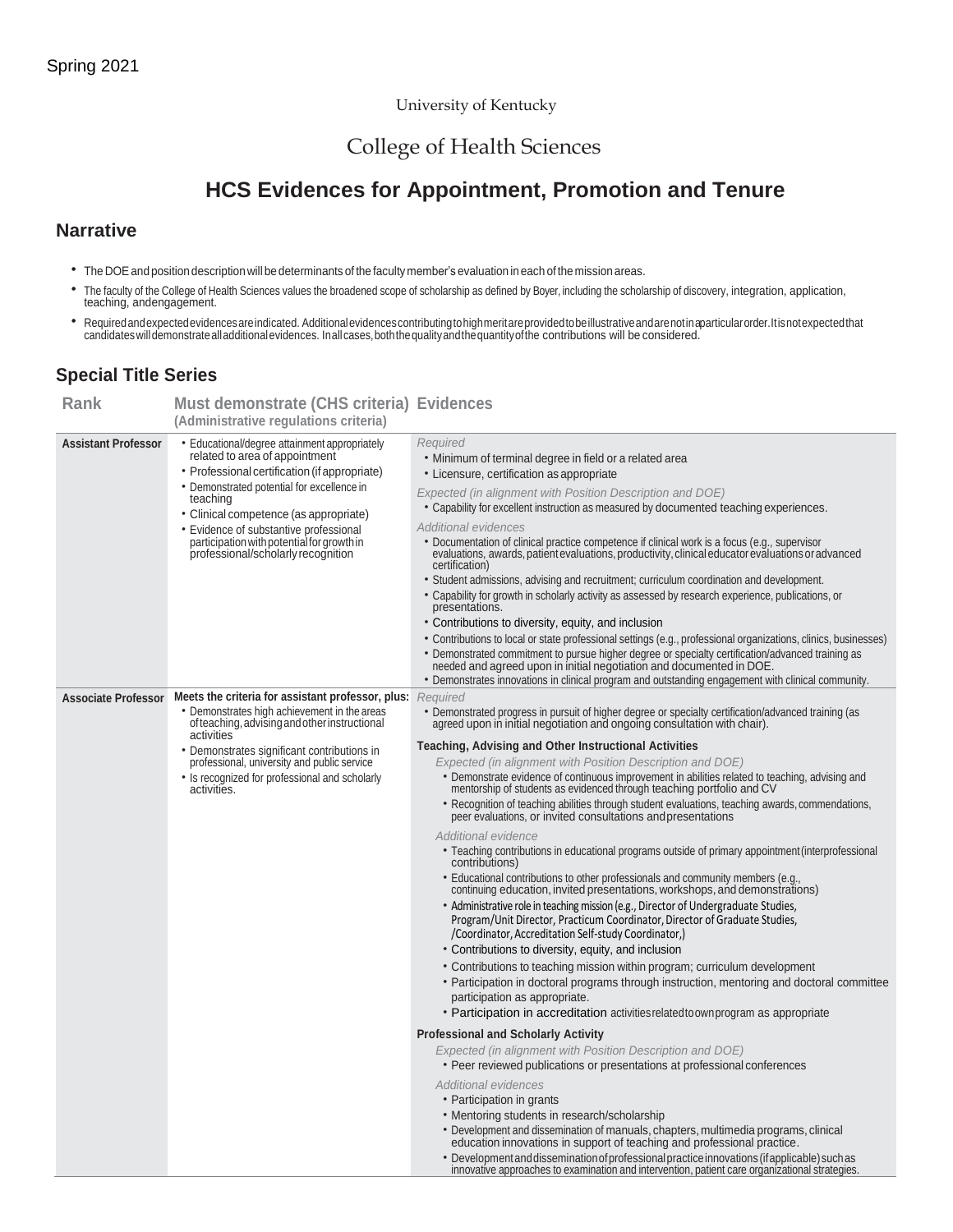Spring 2021

University of Kentucky

College of Health Sciences

# HCS Evidences for Appointment, Promotion and Tenure

## Narrative

- The DOE and position description will be determinants of the faculty member's evaluation in each of the mission areas.
- The faculty of the College of Health Sciences values the broadened scope of scholarship as defined by Boyer, including the scholarship of discovery, integration, application, teaching, and engagement.
- Required and expected evidences are indicated. Additional evidences contributing to high merit are provided to be illustrative and are not in a particular order. It is not expected that candidates will demonstrate all additional evidences. In all cases, both the quality and the quantity of the contributions will be considered.

## Special Title Series

| Rank | Must demonstrate (CHS criteria) (Administrative regulations criteria) | Evidences |
|---|---|---|
| **Assistant Professor** | • Educational/degree attainment appropriately related to area of appointment<br>• Professional certification (if appropriate)<br>• Demonstrated potential for excellence in teaching<br>• Clinical competence (as appropriate)<br>• Evidence of substantive professional participation with potential for growth in professional/scholarly recognition | *Required*<br>• Minimum of terminal degree in field or a related area<br>• Licensure, certification as appropriate<br>*Expected (in alignment with Position Description and DOE)*<br>• Capability for excellent instruction as measured by documented teaching experiences.<br>*Additional evidences*<br>• Documentation of clinical practice competence if clinical work is a focus (e.g., supervisor evaluations, awards, patient evaluations, productivity, clinical educator evaluations or advanced certification)<br>• Student admissions, advising and recruitment; curriculum coordination and development.<br>• Capability for growth in scholarly activity as assessed by research experience, publications, or presentations.<br>• Contributions to diversity, equity, and inclusion<br>• Contributions to local or state professional settings (e.g., professional organizations, clinics, businesses)<br>• Demonstrated commitment to pursue higher degree or specialty certification/advanced training as needed and agreed upon in initial negotiation and documented in DOE.<br>• Demonstrates innovations in clinical program and outstanding engagement with clinical community. |
| **Associate Professor** | **Meets the criteria for assistant professor, plus:**<br>• Demonstrates high achievement in the areas of teaching, advising and other instructional activities<br>• Demonstrates significant contributions in professional, university and public service<br>• Is recognized for professional and scholarly activities. | *Required*<br>• Demonstrated progress in pursuit of higher degree or specialty certification/advanced training (as agreed upon in initial negotiation and ongoing consultation with chair).<br>**Teaching, Advising and Other Instructional Activities**<br>*Expected (in alignment with Position Description and DOE)*<br>• Demonstrate evidence of continuous improvement in abilities related to teaching, advising and mentorship of students as evidenced through teaching portfolio and CV<br>• Recognition of teaching abilities through student evaluations, teaching awards, commendations, peer evaluations, or invited consultations and presentations<br>*Additional evidence*<br>• Teaching contributions in educational programs outside of primary appointment (interprofessional contributions)<br>• Educational contributions to other professionals and community members (e.g., continuing education, invited presentations, workshops, and demonstrations)<br>• Administrative role in teaching mission (e.g., Director of Undergraduate Studies, Program/Unit Director, Practicum Coordinator, Director of Graduate Studies, /Coordinator, Accreditation Self-study Coordinator,)<br>• Contributions to diversity, equity, and inclusion<br>• Contributions to teaching mission within program; curriculum development<br>• Participation in doctoral programs through instruction, mentoring and doctoral committee participation as appropriate.<br>• Participation in accreditation activities related to own program as appropriate<br>**Professional and Scholarly Activity**<br>*Expected (in alignment with Position Description and DOE)*<br>• Peer reviewed publications or presentations at professional conferences<br>*Additional evidences*<br>• Participation in grants<br>• Mentoring students in research/scholarship<br>• Development and dissemination of manuals, chapters, multimedia programs, clinical education innovations in support of teaching and professional practice.<br>• Development and dissemination of professional practice innovations (if applicable) such as innovative approaches to examination and intervention, patient care organizational strategies. |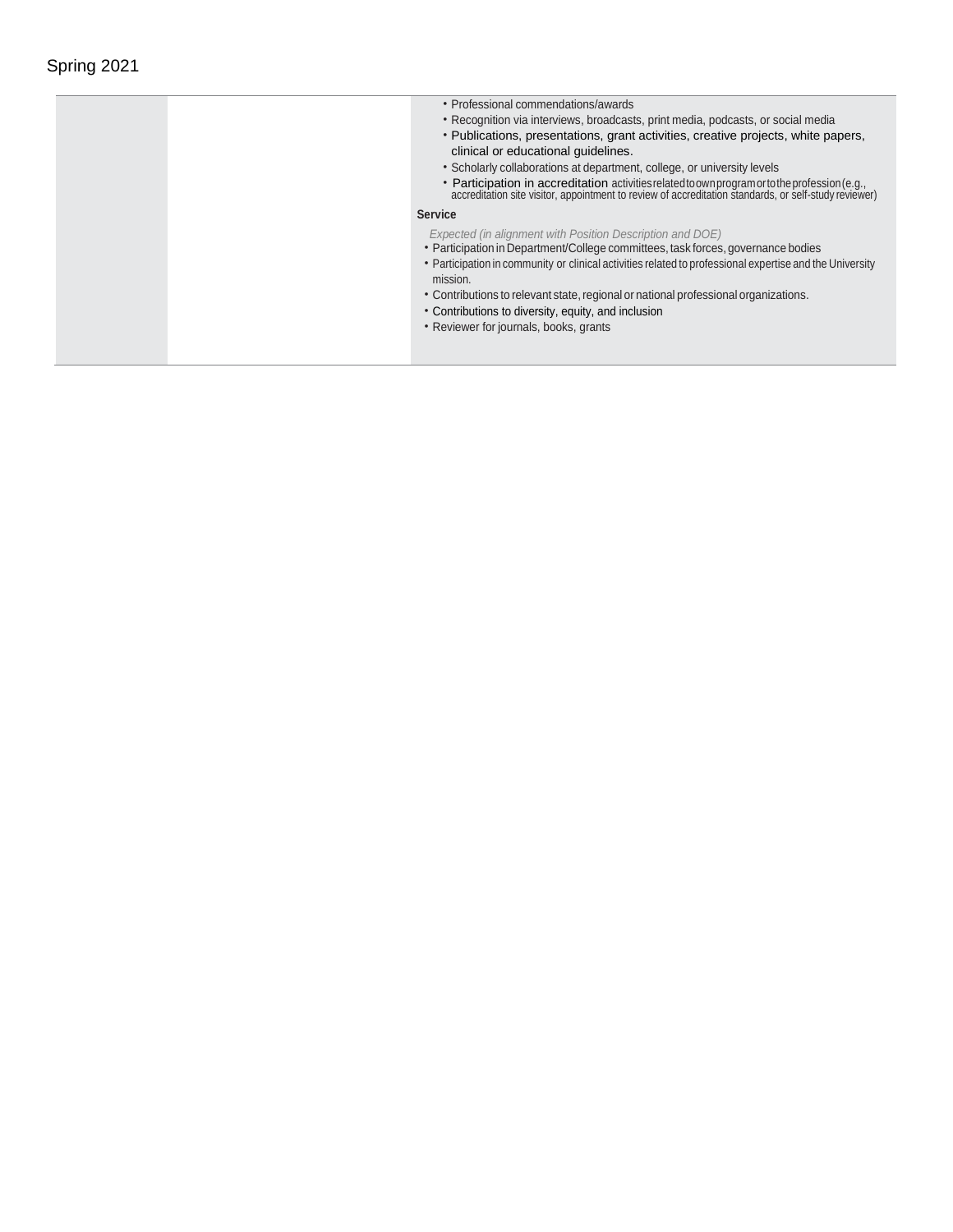Spring 2021

| | | |
|---|---|---|
| | | • Professional commendations/awards<br>• Recognition via interviews, broadcasts, print media, podcasts, or social media<br>• Publications, presentations, grant activities, creative projects, white papers, clinical or educational guidelines.<br>• Scholarly collaborations at department, college, or university levels<br>• Participation in accreditation activities related to own program or to the profession (e.g., accreditation site visitor, appointment to review of accreditation standards, or self-study reviewer)<br><br>**Service**<br><br>*Expected (in alignment with Position Description and DOE)*<br>• Participation in Department/College committees, task forces, governance bodies<br>• Participation in community or clinical activities related to professional expertise and the University mission.<br>• Contributions to relevant state, regional or national professional organizations.<br>• Contributions to diversity, equity, and inclusion<br>• Reviewer for journals, books, grants |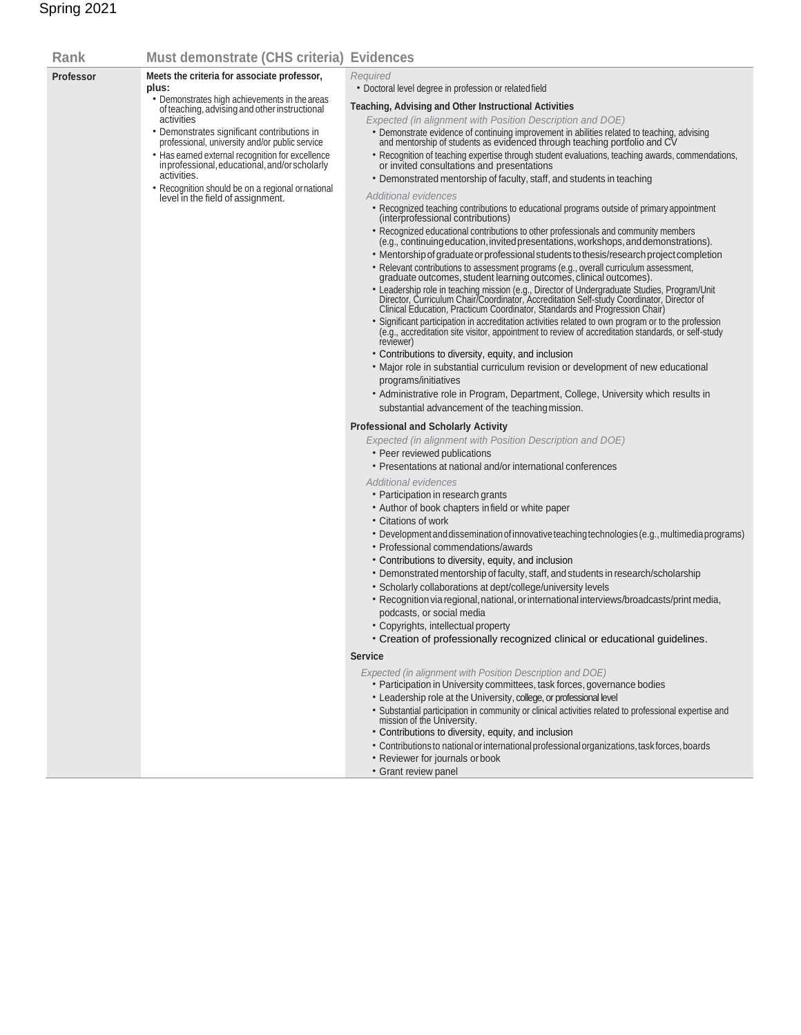Spring 2021

| Rank | Must demonstrate (CHS criteria) | Evidences |
|---|---|---|
| **Professor** | **Meets the criteria for associate professor, plus:**<br>• Demonstrates high achievements in the areas of teaching, advising and other instructional activities<br>• Demonstrates significant contributions in professional, university and/or public service<br>• Has earned external recognition for excellence in professional, educational, and/or scholarly activities.<br>• Recognition should be on a regional or national level in the field of assignment. | *Required*<br>• Doctoral level degree in profession or related field<br><br>**Teaching, Advising and Other Instructional Activities**<br>*Expected (in alignment with Position Description and DOE)*<br>• Demonstrate evidence of continuing improvement in abilities related to teaching, advising and mentorship of students as evidenced through teaching portfolio and CV<br>• Recognition of teaching expertise through student evaluations, teaching awards, commendations, or invited consultations and presentations<br>• Demonstrated mentorship of faculty, staff, and students in teaching<br>*Additional evidences*<br>• Recognized teaching contributions to educational programs outside of primary appointment (interprofessional contributions)<br>• Recognized educational contributions to other professionals and community members (e.g., continuing education, invited presentations, workshops, and demonstrations).<br>• Mentorship of graduate or professional students to thesis/research project completion<br>• Relevant contributions to assessment programs (e.g., overall curriculum assessment, graduate outcomes, student learning outcomes, clinical outcomes).<br>• Leadership role in teaching mission (e.g., Director of Undergraduate Studies, Program/Unit Director, Curriculum Chair/Coordinator, Accreditation Self-study Coordinator, Director of Clinical Education, Practicum Coordinator, Standards and Progression Chair)<br>• Significant participation in accreditation activities related to own program or to the profession (e.g., accreditation site visitor, appointment to review of accreditation standards, or self-study reviewer)<br>• Contributions to diversity, equity, and inclusion<br>• Major role in substantial curriculum revision or development of new educational programs/initiatives<br>• Administrative role in Program, Department, College, University which results in substantial advancement of the teaching mission.<br><br>**Professional and Scholarly Activity**<br>*Expected (in alignment with Position Description and DOE)*<br>• Peer reviewed publications<br>• Presentations at national and/or international conferences<br>*Additional evidences*<br>• Participation in research grants<br>• Author of book chapters in field or white paper<br>• Citations of work<br>• Development and dissemination of innovative teaching technologies (e.g., multimedia programs)<br>• Professional commendations/awards<br>• Contributions to diversity, equity, and inclusion<br>• Demonstrated mentorship of faculty, staff, and students in research/scholarship<br>• Scholarly collaborations at dept/college/university levels<br>• Recognition via regional, national, or international interviews/broadcasts/print media, podcasts, or social media<br>• Copyrights, intellectual property<br>• Creation of professionally recognized clinical or educational guidelines.<br><br>**Service**<br>*Expected (in alignment with Position Description and DOE)*<br>• Participation in University committees, task forces, governance bodies<br>• Leadership role at the University, college, or professional level<br>• Substantial participation in community or clinical activities related to professional expertise and mission of the University.<br>• Contributions to diversity, equity, and inclusion<br>• Contributions to national or international professional organizations, task forces, boards<br>• Reviewer for journals or book<br>• Grant review panel |